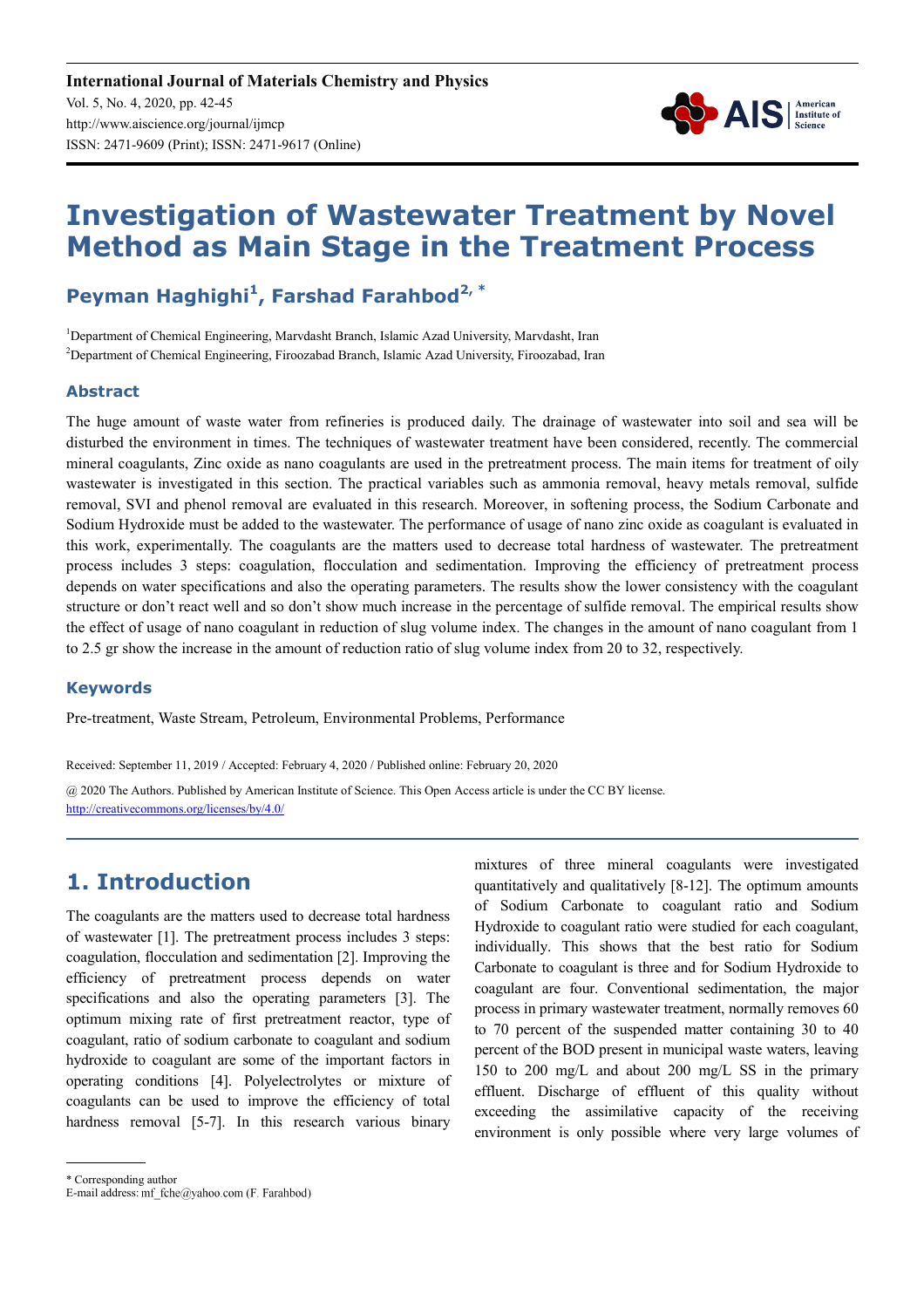# Investigation of Wastewater Treatment by Novel Method as Main Stage in the Treatment Process

**Peyman Haghighi[1], Farshad Farahbod[2, *]**

[1]Department of Chemical Engineering, Marvdasht Branch, Islamic Azad University, Marvdasht, Iran
[2]Department of Chemical Engineering, Firoozabad Branch, Islamic Azad University, Firoozabad, Iran

## Abstract

The huge amount of waste water from refineries is produced daily. The drainage of wastewater into soil and sea will be disturbed the environment in times. The techniques of wastewater treatment have been considered, recently. The commercial mineral coagulants, Zinc oxide as nano coagulants are used in the pretreatment process. The main items for treatment of oily wastewater is investigated in this section. The practical variables such as ammonia removal, heavy metals removal, sulfide removal, SVI and phenol removal are evaluated in this research. Moreover, in softening process, the Sodium Carbonate and Sodium Hydroxide must be added to the wastewater. The performance of usage of nano zinc oxide as coagulant is evaluated in this work, experimentally. The coagulants are the matters used to decrease total hardness of wastewater. The pretreatment process includes 3 steps: coagulation, flocculation and sedimentation. Improving the efficiency of pretreatment process depends on water specifications and also the operating parameters. The results show the lower consistency with the coagulant structure or don't react well and so don't show much increase in the percentage of sulfide removal. The empirical results show the effect of usage of nano coagulant in reduction of slug volume index. The changes in the amount of nano coagulant from 1 to 2.5 gr show the increase in the amount of reduction ratio of slug volume index from 20 to 32, respectively.

## Keywords

Pre-treatment, Waste Stream, Petroleum, Environmental Problems, Performance

Received: September 11, 2019 / Accepted: February 4, 2020 / Published online: February 20, 2020

@ 2020 The Authors. Published by American Institute of Science. This Open Access article is under the CC BY license. http://creativecommons.org/licenses/by/4.0/

## 1. Introduction

The coagulants are the matters used to decrease total hardness of wastewater [1]. The pretreatment process includes 3 steps: coagulation, flocculation and sedimentation [2]. Improving the efficiency of pretreatment process depends on water specifications and also the operating parameters [3]. The optimum mixing rate of first pretreatment reactor, type of coagulant, ratio of sodium carbonate to coagulant and sodium hydroxide to coagulant are some of the important factors in operating conditions [4]. Polyelectrolytes or mixture of coagulants can be used to improve the efficiency of total hardness removal [5-7]. In this research various binary mixtures of three mineral coagulants were investigated quantitatively and qualitatively [8-12]. The optimum amounts of Sodium Carbonate to coagulant ratio and Sodium Hydroxide to coagulant ratio were studied for each coagulant, individually. This shows that the best ratio for Sodium Carbonate to coagulant is three and for Sodium Hydroxide to coagulant are four. Conventional sedimentation, the major process in primary wastewater treatment, normally removes 60 to 70 percent of the suspended matter containing 30 to 40 percent of the BOD present in municipal waste waters, leaving 150 to 200 mg/L and about 200 mg/L SS in the primary effluent. Discharge of effluent of this quality without exceeding the assimilative capacity of the receiving environment is only possible where very large volumes of

\* Corresponding author
E-mail address: mf_fche@yahoo.com (F. Farahbod)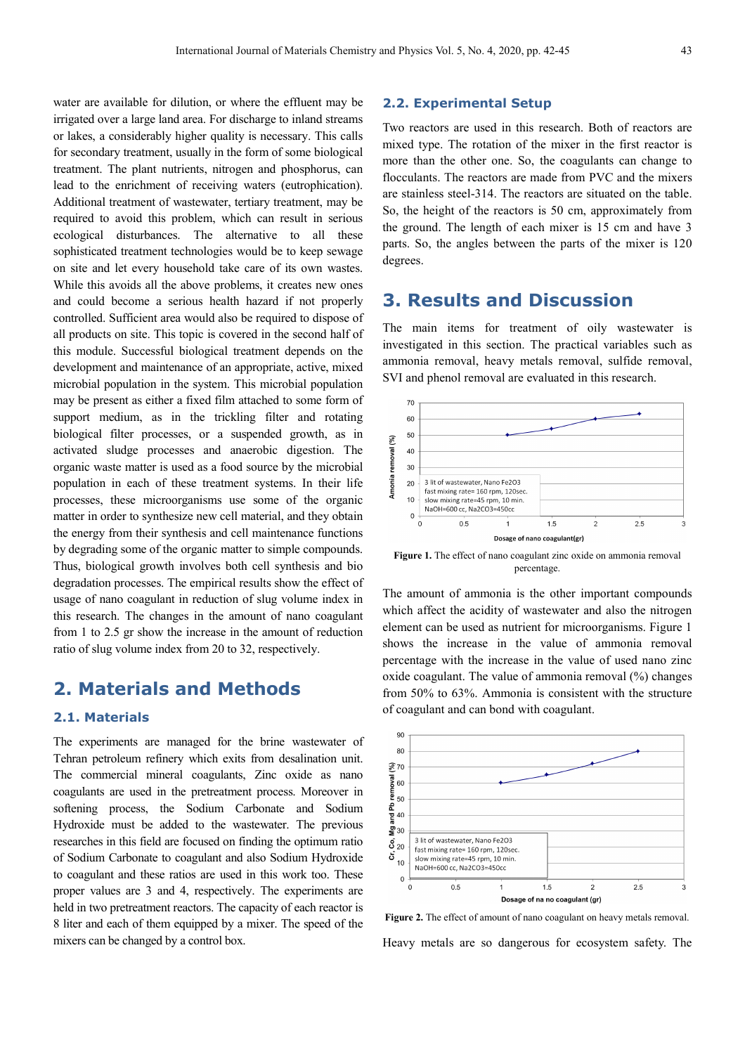water are available for dilution, or where the effluent may be irrigated over a large land area. For discharge to inland streams or lakes, a considerably higher quality is necessary. This calls for secondary treatment, usually in the form of some biological treatment. The plant nutrients, nitrogen and phosphorus, can lead to the enrichment of receiving waters (eutrophication). Additional treatment of wastewater, tertiary treatment, may be required to avoid this problem, which can result in serious ecological disturbances. The alternative to all these sophisticated treatment technologies would be to keep sewage on site and let every household take care of its own wastes. While this avoids all the above problems, it creates new ones and could become a serious health hazard if not properly controlled. Sufficient care would also be required to dispose of all products on site. This topic is covered in the second half of this module. Successful biological treatment depends on the development and maintenance of an appropriate, active, mixed microbial population in the system. This microbial population may be present as either a fixed film attached to some form of support medium, as in the trickling filter and rotating biological filter processes, or a suspended growth, as in activated sludge processes and anaerobic digestion. The organic waste matter is used as a food source by the microbial population in each of these treatment systems. In their life processes, these microorganisms use some of the organic matter in order to synthesize new cell material, and they obtain the energy from their synthesis and cell maintenance functions by degrading some of the organic matter to simple compounds. Thus, biological growth involves both cell synthesis and bio degradation processes. The empirical results show the effect of usage of nano coagulant in reduction of slug volume index in this research. The changes in the amount of nano coagulant from 1 to 2.5 gr show the increase in the amount of reduction ratio of slug volume index from 20 to 32, respectively.

# 2. Materials and Methods

## 2.1. Materials

The experiments are managed for the brine wastewater of Tehran petroleum refinery which exits from desalination unit. The commercial mineral coagulants, Zinc oxide as nano coagulants are used in the pretreatment process. Moreover in softening process, the Sodium Carbonate and Sodium Hydroxide must be added to the wastewater. The previous researches in this field are focused on finding the optimum ratio of Sodium Carbonate to coagulant and also Sodium Hydroxide to coagulant and these ratios are used in this work too. These proper values are 3 and 4, respectively. The experiments are held in two pretreatment reactors. The capacity of each reactor is 8 liter and each of them equipped by a mixer. The speed of the mixers can be changed by a control box.

## 2.2. Experimental Setup

Two reactors are used in this research. Both of reactors are mixed type. The rotation of the mixer in the first reactor is more than the other one. So, the coagulants can change to flocculants. The reactors are made from PVC and the mixers are stainless steel-314. The reactors are situated on the table. So, the height of the reactors is 50 cm, approximately from the ground. The length of each mixer is 15 cm and have 3 parts. So, the angles between the parts of the mixer is 120 degrees.

# 3. Results and Discussion

The main items for treatment of oily wastewater is investigated in this section. The practical variables such as ammonia removal, heavy metals removal, sulfide removal, SVI and phenol removal are evaluated in this research.

**Figure 1.** The effect of nano coagulant zinc oxide on ammonia removal percentage.

The amount of ammonia is the other important compounds which affect the acidity of wastewater and also the nitrogen element can be used as nutrient for microorganisms. Figure 1 shows the increase in the value of ammonia removal percentage with the increase in the value of used nano zinc oxide coagulant. The value of ammonia removal (%) changes from 50% to 63%. Ammonia is consistent with the structure of coagulant and can bond with coagulant.

**Figure 2.** The effect of amount of nano coagulant on heavy metals removal.

Heavy metals are so dangerous for ecosystem safety. The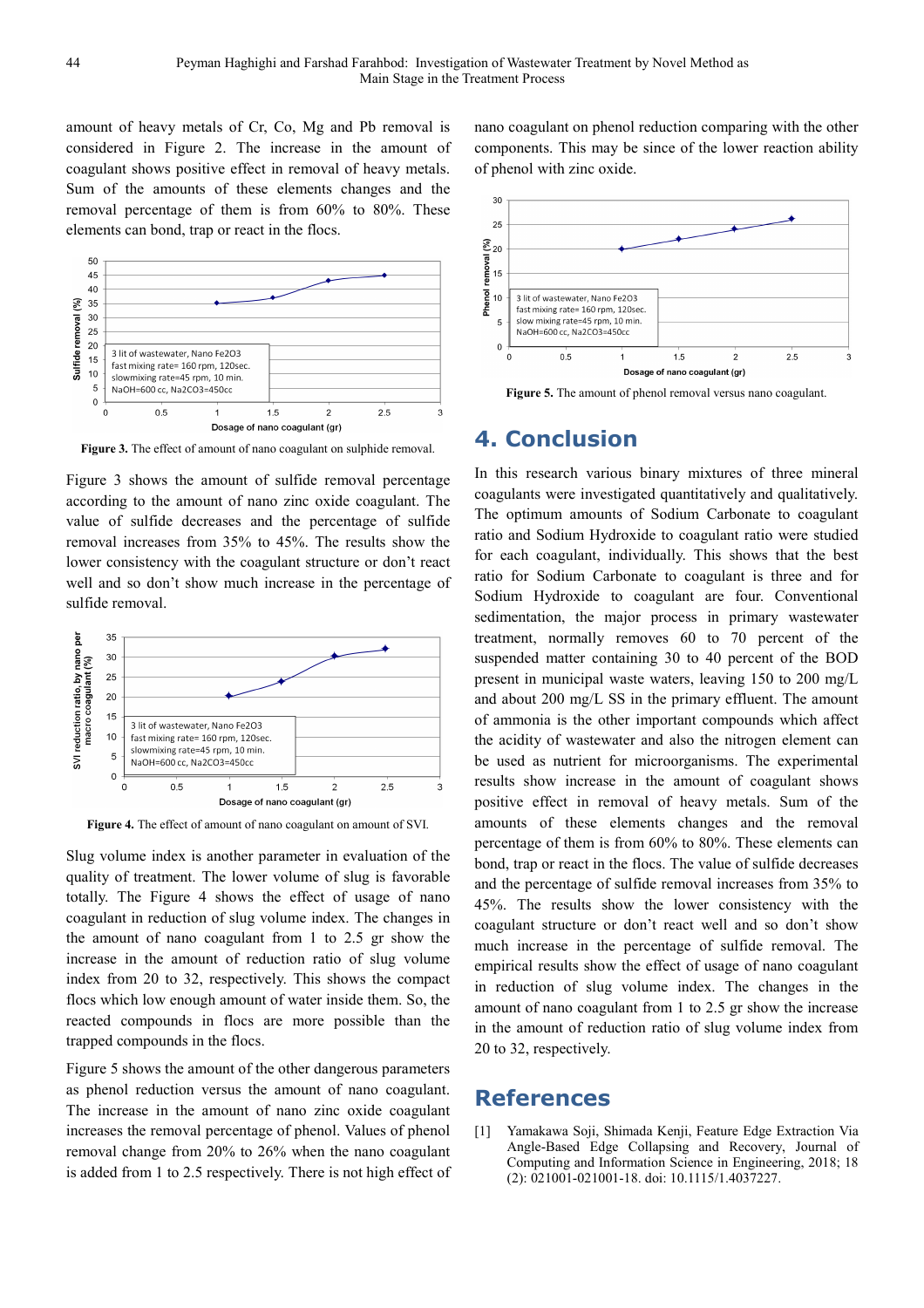amount of heavy metals of Cr, Co, Mg and Pb removal is considered in Figure 2. The increase in the amount of coagulant shows positive effect in removal of heavy metals. Sum of the amounts of these elements changes and the removal percentage of them is from 60% to 80%. These elements can bond, trap or react in the flocs.

Figure 3. The effect of amount of nano coagulant on sulphide removal.

Figure 3 shows the amount of sulfide removal percentage according to the amount of nano zinc oxide coagulant. The value of sulfide decreases and the percentage of sulfide removal increases from 35% to 45%. The results show the lower consistency with the coagulant structure or don't react well and so don't show much increase in the percentage of sulfide removal.

Figure 4. The effect of amount of nano coagulant on amount of SVI.

Slug volume index is another parameter in evaluation of the quality of treatment. The lower volume of slug is favorable totally. The Figure 4 shows the effect of usage of nano coagulant in reduction of slug volume index. The changes in the amount of nano coagulant from 1 to 2.5 gr show the increase in the amount of reduction ratio of slug volume index from 20 to 32, respectively. This shows the compact flocs which low enough amount of water inside them. So, the reacted compounds in flocs are more possible than the trapped compounds in the flocs.

Figure 5 shows the amount of the other dangerous parameters as phenol reduction versus the amount of nano coagulant. The increase in the amount of nano zinc oxide coagulant increases the removal percentage of phenol. Values of phenol removal change from 20% to 26% when the nano coagulant is added from 1 to 2.5 respectively. There is not high effect of nano coagulant on phenol reduction comparing with the other components. This may be since of the lower reaction ability of phenol with zinc oxide.

Figure 5. The amount of phenol removal versus nano coagulant.

# 4. Conclusion

In this research various binary mixtures of three mineral coagulants were investigated quantitatively and qualitatively. The optimum amounts of Sodium Carbonate to coagulant ratio and Sodium Hydroxide to coagulant ratio were studied for each coagulant, individually. This shows that the best ratio for Sodium Carbonate to coagulant is three and for Sodium Hydroxide to coagulant are four. Conventional sedimentation, the major process in primary wastewater treatment, normally removes 60 to 70 percent of the suspended matter containing 30 to 40 percent of the BOD present in municipal waste waters, leaving 150 to 200 mg/L and about 200 mg/L SS in the primary effluent. The amount of ammonia is the other important compounds which affect the acidity of wastewater and also the nitrogen element can be used as nutrient for microorganisms. The experimental results show increase in the amount of coagulant shows positive effect in removal of heavy metals. Sum of the amounts of these elements changes and the removal percentage of them is from 60% to 80%. These elements can bond, trap or react in the flocs. The value of sulfide decreases and the percentage of sulfide removal increases from 35% to 45%. The results show the lower consistency with the coagulant structure or don't react well and so don't show much increase in the percentage of sulfide removal. The empirical results show the effect of usage of nano coagulant in reduction of slug volume index. The changes in the amount of nano coagulant from 1 to 2.5 gr show the increase in the amount of reduction ratio of slug volume index from 20 to 32, respectively.

# References

[1] Yamakawa Soji, Shimada Kenji, Feature Edge Extraction Via Angle-Based Edge Collapsing and Recovery, Journal of Computing and Information Science in Engineering, 2018; 18 (2): 021001-021001-18. doi: 10.1115/1.4037227.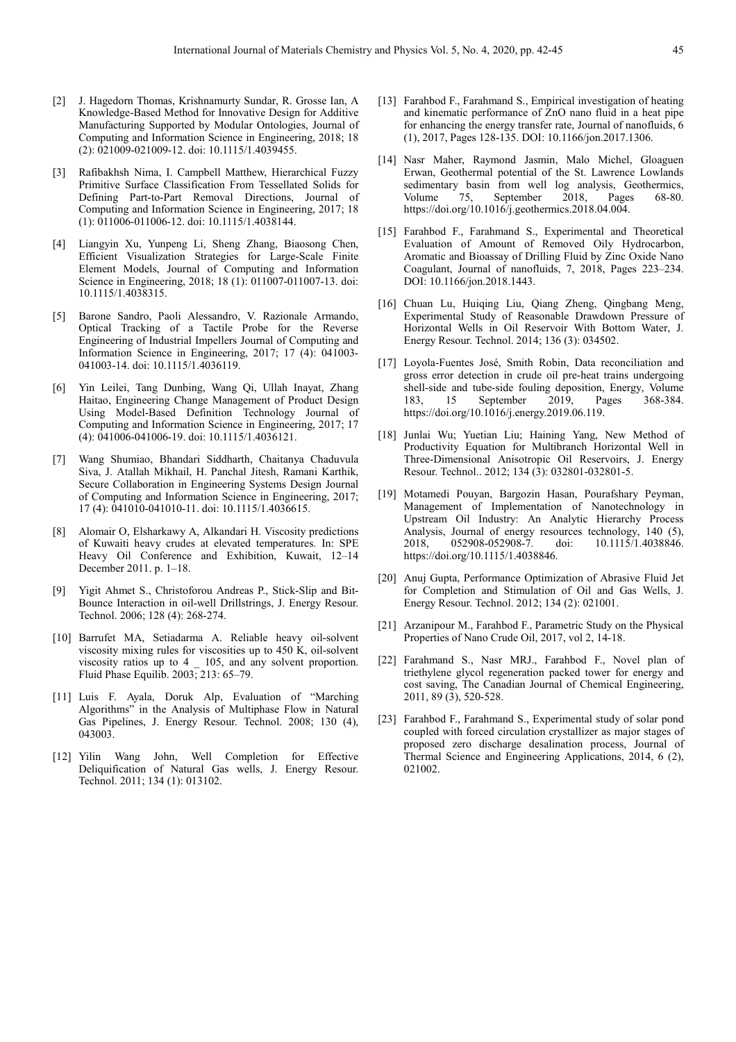[2] J. Hagedorn Thomas, Krishnamurty Sundar, R. Grosse Ian, A Knowledge-Based Method for Innovative Design for Additive Manufacturing Supported by Modular Ontologies, Journal of Computing and Information Science in Engineering, 2018; 18 (2): 021009-021009-12. doi: 10.1115/1.4039455.

[3] Rafibakhsh Nima, I. Campbell Matthew, Hierarchical Fuzzy Primitive Surface Classification From Tessellated Solids for Defining Part-to-Part Removal Directions, Journal of Computing and Information Science in Engineering, 2017; 18 (1): 011006-011006-12. doi: 10.1115/1.4038144.

[4] Liangyin Xu, Yunpeng Li, Sheng Zhang, Biaosong Chen, Efficient Visualization Strategies for Large-Scale Finite Element Models, Journal of Computing and Information Science in Engineering, 2018; 18 (1): 011007-011007-13. doi: 10.1115/1.4038315.

[5] Barone Sandro, Paoli Alessandro, V. Razionale Armando, Optical Tracking of a Tactile Probe for the Reverse Engineering of Industrial Impellers Journal of Computing and Information Science in Engineering, 2017; 17 (4): 041003-041003-14. doi: 10.1115/1.4036119.

[6] Yin Leilei, Tang Dunbing, Wang Qi, Ullah Inayat, Zhang Haitao, Engineering Change Management of Product Design Using Model-Based Definition Technology Journal of Computing and Information Science in Engineering, 2017; 17 (4): 041006-041006-19. doi: 10.1115/1.4036121.

[7] Wang Shumiao, Bhandari Siddharth, Chaitanya Chaduvula Siva, J. Atallah Mikhail, H. Panchal Jitesh, Ramani Karthik, Secure Collaboration in Engineering Systems Design Journal of Computing and Information Science in Engineering, 2017; 17 (4): 041010-041010-11. doi: 10.1115/1.4036615.

[8] Alomair O, Elsharkawy A, Alkandari H. Viscosity predictions of Kuwaiti heavy crudes at elevated temperatures. In: SPE Heavy Oil Conference and Exhibition, Kuwait, 12–14 December 2011. p. 1–18.

[9] Yigit Ahmet S., Christoforou Andreas P., Stick-Slip and Bit-Bounce Interaction in oil-well Drillstrings, J. Energy Resour. Technol. 2006; 128 (4): 268-274.

[10] Barrufet MA, Setiadarma A. Reliable heavy oil-solvent viscosity mixing rules for viscosities up to 450 K, oil-solvent viscosity ratios up to 4 _ 105, and any solvent proportion. Fluid Phase Equilib. 2003; 213: 65–79.

[11] Luis F. Ayala, Doruk Alp, Evaluation of "Marching Algorithms" in the Analysis of Multiphase Flow in Natural Gas Pipelines, J. Energy Resour. Technol. 2008; 130 (4), 043003.

[12] Yilin Wang John, Well Completion for Effective Deliquification of Natural Gas wells, J. Energy Resour. Technol. 2011; 134 (1): 013102.

[13] Farahbod F., Farahmand S., Empirical investigation of heating and kinematic performance of ZnO nano fluid in a heat pipe for enhancing the energy transfer rate, Journal of nanofluids, 6 (1), 2017, Pages 128-135. DOI: 10.1166/jon.2017.1306.

[14] Nasr Maher, Raymond Jasmin, Malo Michel, Gloaguen Erwan, Geothermal potential of the St. Lawrence Lowlands sedimentary basin from well log analysis, Geothermics, Volume 75, September 2018, Pages 68-80. https://doi.org/10.1016/j.geothermics.2018.04.004.

[15] Farahbod F., Farahmand S., Experimental and Theoretical Evaluation of Amount of Removed Oily Hydrocarbon, Aromatic and Bioassay of Drilling Fluid by Zinc Oxide Nano Coagulant, Journal of nanofluids, 7, 2018, Pages 223–234. DOI: 10.1166/jon.2018.1443.

[16] Chuan Lu, Huiqing Liu, Qiang Zheng, Qingbang Meng, Experimental Study of Reasonable Drawdown Pressure of Horizontal Wells in Oil Reservoir With Bottom Water, J. Energy Resour. Technol. 2014; 136 (3): 034502.

[17] Loyola-Fuentes José, Smith Robin, Data reconciliation and gross error detection in crude oil pre-heat trains undergoing shell-side and tube-side fouling deposition, Energy, Volume 183, 15 September 2019, Pages 368-384. https://doi.org/10.1016/j.energy.2019.06.119.

[18] Junlai Wu; Yuetian Liu; Haining Yang, New Method of Productivity Equation for Multibranch Horizontal Well in Three-Dimensional Anisotropic Oil Reservoirs, J. Energy Resour. Technol.. 2012; 134 (3): 032801-032801-5.

[19] Motamedi Pouyan, Bargozin Hasan, Pourafshary Peyman, Management of Implementation of Nanotechnology in Upstream Oil Industry: An Analytic Hierarchy Process Analysis, Journal of energy resources technology, 140 (5), 2018, 052908-052908-7. doi: 10.1115/1.4038846. https://doi.org/10.1115/1.4038846.

[20] Anuj Gupta, Performance Optimization of Abrasive Fluid Jet for Completion and Stimulation of Oil and Gas Wells, J. Energy Resour. Technol. 2012; 134 (2): 021001.

[21] Arzanipour M., Farahbod F., Parametric Study on the Physical Properties of Nano Crude Oil, 2017, vol 2, 14-18.

[22] Farahmand S., Nasr MRJ., Farahbod F., Novel plan of triethylene glycol regeneration packed tower for energy and cost saving, The Canadian Journal of Chemical Engineering, 2011, 89 (3), 520-528.

[23] Farahbod F., Farahmand S., Experimental study of solar pond coupled with forced circulation crystallizer as major stages of proposed zero discharge desalination process, Journal of Thermal Science and Engineering Applications, 2014, 6 (2), 021002.